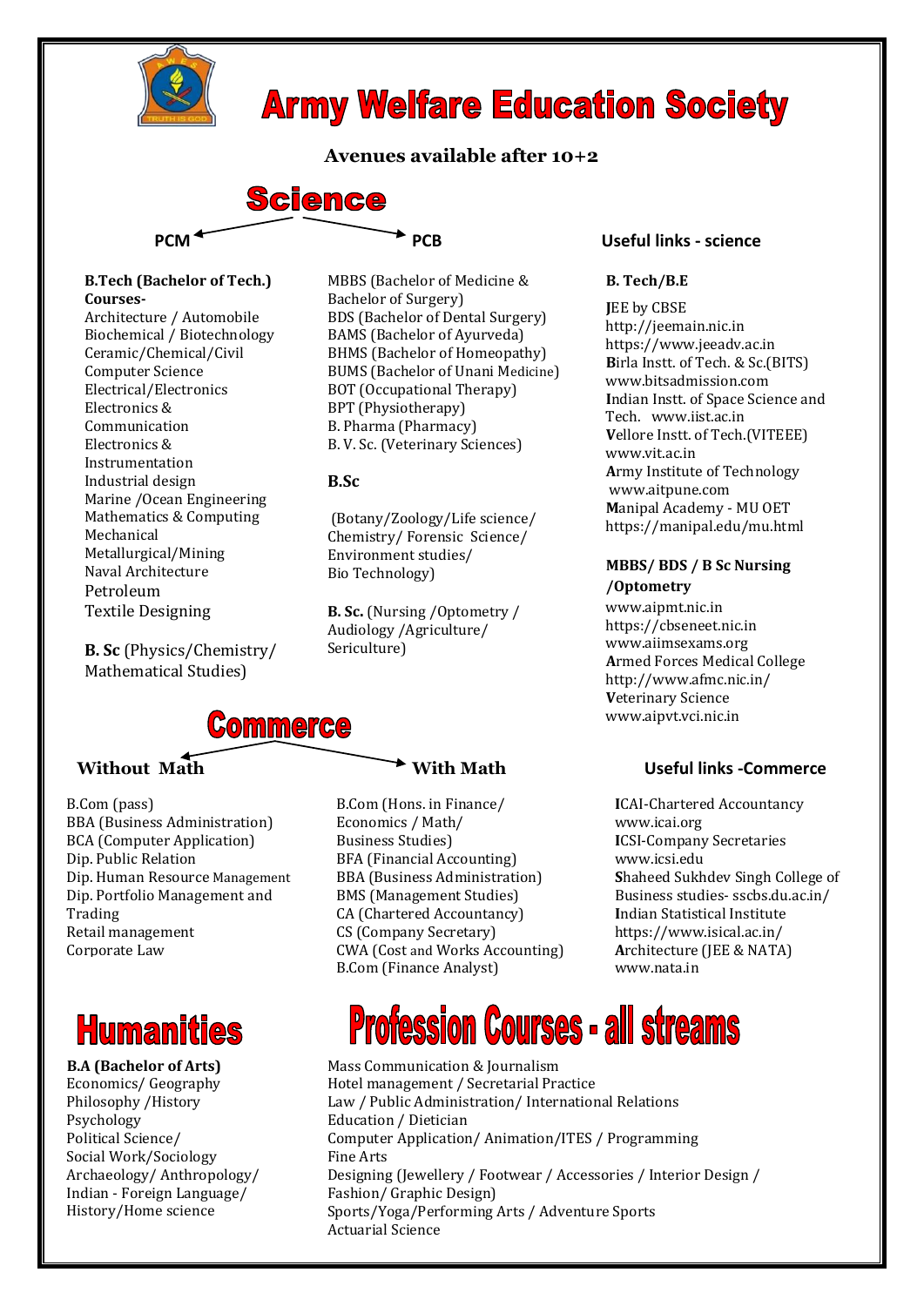# Army Welfare Education Society

**Avenues available after 10+2**

## Science

### PCM

**B.Tech (Bachelor of Tech.) Courses-**

Architecture / Automobile
Biochemical / Biotechnology
Ceramic/Chemical/Civil
Computer Science
Electrical/Electronics
Electronics & Communication
Electronics & Instrumentation
Industrial design
Marine /Ocean Engineering
Mathematics & Computing
Mechanical
Metallurgical/Mining
Naval Architecture
Petroleum
Textile Designing

**B. Sc** (Physics/Chemistry/ Mathematical Studies)

### PCB

MBBS (Bachelor of Medicine & Bachelor of Surgery)
BDS (Bachelor of Dental Surgery)
BAMS (Bachelor of Ayurveda)
BHMS (Bachelor of Homeopathy)
BUMS (Bachelor of Unani Medicine)
BOT (Occupational Therapy)
BPT (Physiotherapy)
B. Pharma (Pharmacy)
B. V. Sc. (Veterinary Sciences)

**B.Sc**

(Botany/Zoology/Life science/ Chemistry/ Forensic Science/ Environment studies/ Bio Technology)

**B. Sc.** (Nursing /Optometry / Audiology /Agriculture/ Sericulture)

### Useful links - science

**B. Tech/B.E**

**J**EE by CBSE
http://jeemain.nic.in
https://www.jeeadv.ac.in
**B**irla Instt. of Tech. & Sc.(BITS)
www.bitsadmission.com
**I**ndian Instt. of Space Science and Tech. www.iist.ac.in
**V**ellore Instt. of Tech.(VITEEE)
www.vit.ac.in
**A**rmy Institute of Technology
www.aitpune.com
**M**anipal Academy - MU OET
https://manipal.edu/mu.html

**MBBS/ BDS / B Sc Nursing /Optometry**

www.aipmt.nic.in
https://cbseneet.nic.in
www.aiimsexams.org
**A**rmed Forces Medical College
http://www.afmc.nic.in/
**V**eterinary Science
www.aipvt.vci.nic.in

## Commerce

### Without Math

B.Com (pass)
BBA (Business Administration)
BCA (Computer Application)
Dip. Public Relation
Dip. Human Resource Management
Dip. Portfolio Management and Trading
Retail management
Corporate Law

### With Math

B.Com (Hons. in Finance/ Economics / Math/ Business Studies)
BFA (Financial Accounting)
BBA (Business Administration)
BMS (Management Studies)
CA (Chartered Accountancy)
CS (Company Secretary)
CWA (Cost and Works Accounting)
B.Com (Finance Analyst)

### Useful links -Commerce

**I**CAI-Chartered Accountancy
www.icai.org
**I**CSI-Company Secretaries
www.icsi.edu
**S**haheed Sukhdev Singh College of Business studies- sscbs.du.ac.in/
**I**ndian Statistical Institute
https://www.isical.ac.in/
**A**rchitecture (JEE & NATA)
www.nata.in

## Humanities

**B.A (Bachelor of Arts)**

Economics/ Geography
Philosophy /History
Psychology
Political Science/
Social Work/Sociology
Archaeology/ Anthropology/
Indian - Foreign Language/
History/Home science

## Profession Courses - all streams

Mass Communication & Journalism
Hotel management / Secretarial Practice
Law / Public Administration/ International Relations
Education / Dietician
Computer Application/ Animation/ITES / Programming
Fine Arts
Designing (Jewellery / Footwear / Accessories / Interior Design / Fashion/ Graphic Design)
Sports/Yoga/Performing Arts / Adventure Sports
Actuarial Science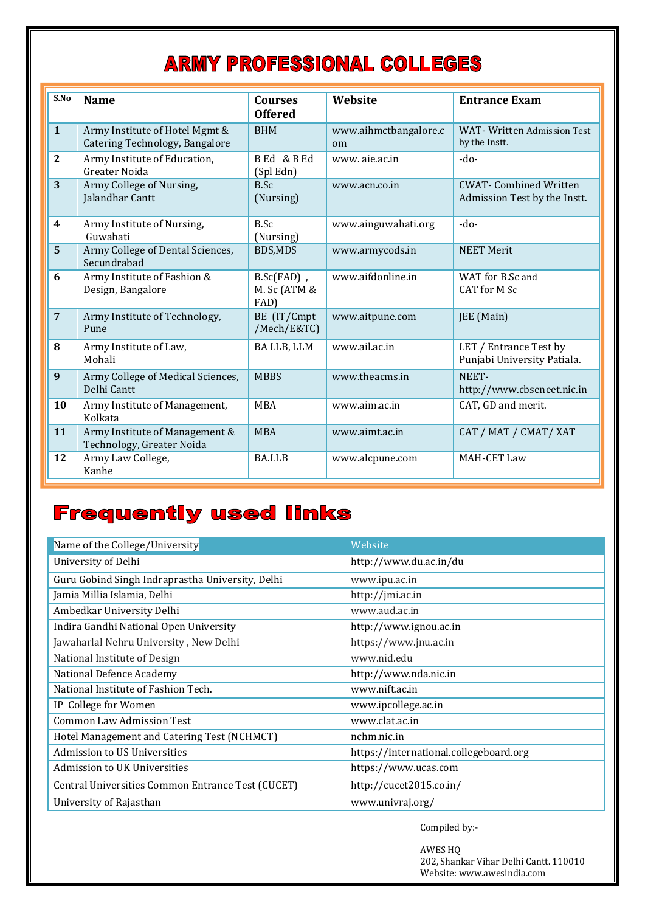# ARMY PROFESSIONAL COLLEGES

| S.No | Name | Courses Offered | Website | Entrance Exam |
|---|---|---|---|---|
| **1** | Army Institute of Hotel Mgmt & Catering Technology, Bangalore | BHM | www.aihmctbangalore.com | WAT- Written Admission Test by the Instt. |
| **2** | Army Institute of Education, Greater Noida | B Ed & B Ed (Spl Edn) | www. aie.ac.in | -do- |
| **3** | Army College of Nursing, Jalandhar Cantt | B.Sc (Nursing) | www.acn.co.in | CWAT- Combined Written Admission Test by the Instt. |
| **4** | Army Institute of Nursing, Guwahati | B.Sc (Nursing) | www.ainguwahati.org | -do- |
| **5** | Army College of Dental Sciences, Secundrabad | BDS,MDS | www.armycods.in | NEET Merit |
| **6** | Army Institute of Fashion & Design, Bangalore | B.Sc(FAD) , M. Sc (ATM & FAD) | www.aifdonline.in | WAT for B.Sc and CAT for M Sc |
| **7** | Army Institute of Technology, Pune | BE (IT/Cmpt /Mech/E&TC) | www.aitpune.com | JEE (Main) |
| **8** | Army Institute of Law, Mohali | BA LLB, LLM | www.ail.ac.in | LET / Entrance Test by Punjabi University Patiala. |
| **9** | Army College of Medical Sciences, Delhi Cantt | MBBS | www.theacms.in | NEET- http://www.cbseneet.nic.in |
| **10** | Army Institute of Management, Kolkata | MBA | www.aim.ac.in | CAT, GD and merit. |
| **11** | Army Institute of Management & Technology, Greater Noida | MBA | www.aimt.ac.in | CAT / MAT / CMAT/ XAT |
| **12** | Army Law College, Kanhe | BA.LLB | www.alcpune.com | MAH-CET Law |

# Frequently used links

| Name of the College/University | Website |
|---|---|
| University of Delhi | http://www.du.ac.in/du |
| Guru Gobind Singh Indraprastha University, Delhi | www.ipu.ac.in |
| Jamia Millia Islamia, Delhi | http://jmi.ac.in |
| Ambedkar University Delhi | www.aud.ac.in |
| Indira Gandhi National Open University | http://www.ignou.ac.in |
| Jawaharlal Nehru University , New Delhi | https://www.jnu.ac.in |
| National Institute of Design | www.nid.edu |
| National Defence Academy | http://www.nda.nic.in |
| National Institute of Fashion Tech. | www.nift.ac.in |
| IP College for Women | www.ipcollege.ac.in |
| Common Law Admission Test | www.clat.ac.in |
| Hotel Management and Catering Test (NCHMCT) | nchm.nic.in |
| Admission to US Universities | https://international.collegeboard.org |
| Admission to UK Universities | https://www.ucas.com |
| Central Universities Common Entrance Test (CUCET) | http://cucet2015.co.in/ |
| University of Rajasthan | www.univraj.org/ |

Compiled by:-

AWES HQ
202, Shankar Vihar Delhi Cantt. 110010
Website: www.awesindia.com